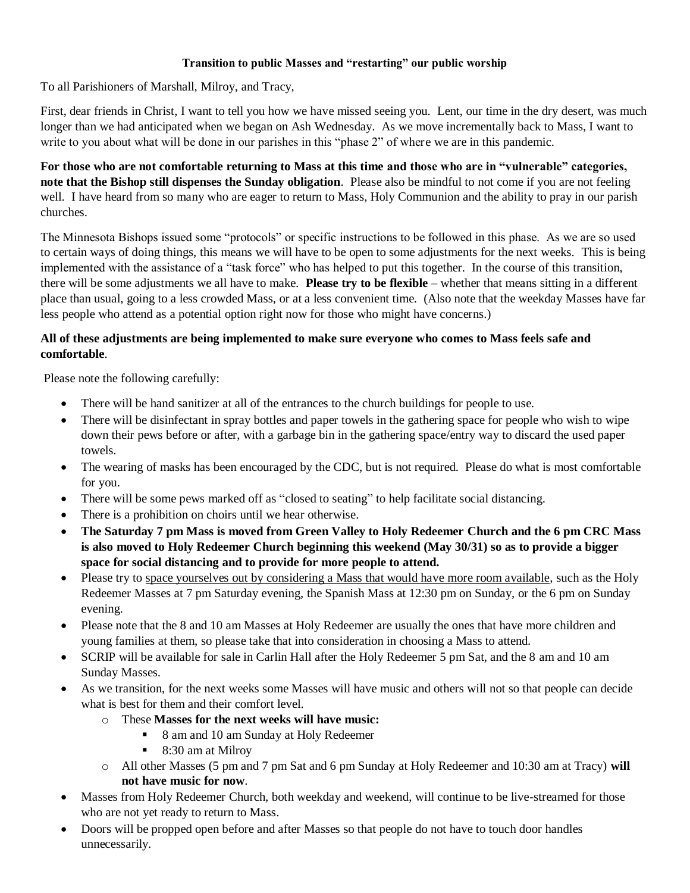**Transition to public Masses and "restarting" our public worship**

To all Parishioners of Marshall, Milroy, and Tracy,

First, dear friends in Christ, I want to tell you how we have missed seeing you. Lent, our time in the dry desert, was much longer than we had anticipated when we began on Ash Wednesday. As we move incrementally back to Mass, I want to write to you about what will be done in our parishes in this "phase 2" of where we are in this pandemic.

**For those who are not comfortable returning to Mass at this time and those who are in "vulnerable" categories, note that the Bishop still dispenses the Sunday obligation**. Please also be mindful to not come if you are not feeling well. I have heard from so many who are eager to return to Mass, Holy Communion and the ability to pray in our parish churches.

The Minnesota Bishops issued some "protocols" or specific instructions to be followed in this phase. As we are so used to certain ways of doing things, this means we will have to be open to some adjustments for the next weeks. This is being implemented with the assistance of a "task force" who has helped to put this together. In the course of this transition, there will be some adjustments we all have to make. **Please try to be flexible** – whether that means sitting in a different place than usual, going to a less crowded Mass, or at a less convenient time. (Also note that the weekday Masses have far less people who attend as a potential option right now for those who might have concerns.)

**All of these adjustments are being implemented to make sure everyone who comes to Mass feels safe and comfortable**.

Please note the following carefully:

- There will be hand sanitizer at all of the entrances to the church buildings for people to use.
- There will be disinfectant in spray bottles and paper towels in the gathering space for people who wish to wipe down their pews before or after, with a garbage bin in the gathering space/entry way to discard the used paper towels.
- The wearing of masks has been encouraged by the CDC, but is not required. Please do what is most comfortable for you.
- There will be some pews marked off as "closed to seating" to help facilitate social distancing.
- There is a prohibition on choirs until we hear otherwise.
- **The Saturday 7 pm Mass is moved from Green Valley to Holy Redeemer Church and the 6 pm CRC Mass is also moved to Holy Redeemer Church beginning this weekend (May 30/31) so as to provide a bigger space for social distancing and to provide for more people to attend.**
- Please try to space yourselves out by considering a Mass that would have more room available, such as the Holy Redeemer Masses at 7 pm Saturday evening, the Spanish Mass at 12:30 pm on Sunday, or the 6 pm on Sunday evening.
- Please note that the 8 and 10 am Masses at Holy Redeemer are usually the ones that have more children and young families at them, so please take that into consideration in choosing a Mass to attend.
- SCRIP will be available for sale in Carlin Hall after the Holy Redeemer 5 pm Sat, and the 8 am and 10 am Sunday Masses.
- As we transition, for the next weeks some Masses will have music and others will not so that people can decide what is best for them and their comfort level.
  - These **Masses for the next weeks will have music:**
    - 8 am and 10 am Sunday at Holy Redeemer
    - 8:30 am at Milroy
  - All other Masses (5 pm and 7 pm Sat and 6 pm Sunday at Holy Redeemer and 10:30 am at Tracy) **will not have music for now**.
- Masses from Holy Redeemer Church, both weekday and weekend, will continue to be live-streamed for those who are not yet ready to return to Mass.
- Doors will be propped open before and after Masses so that people do not have to touch door handles unnecessarily.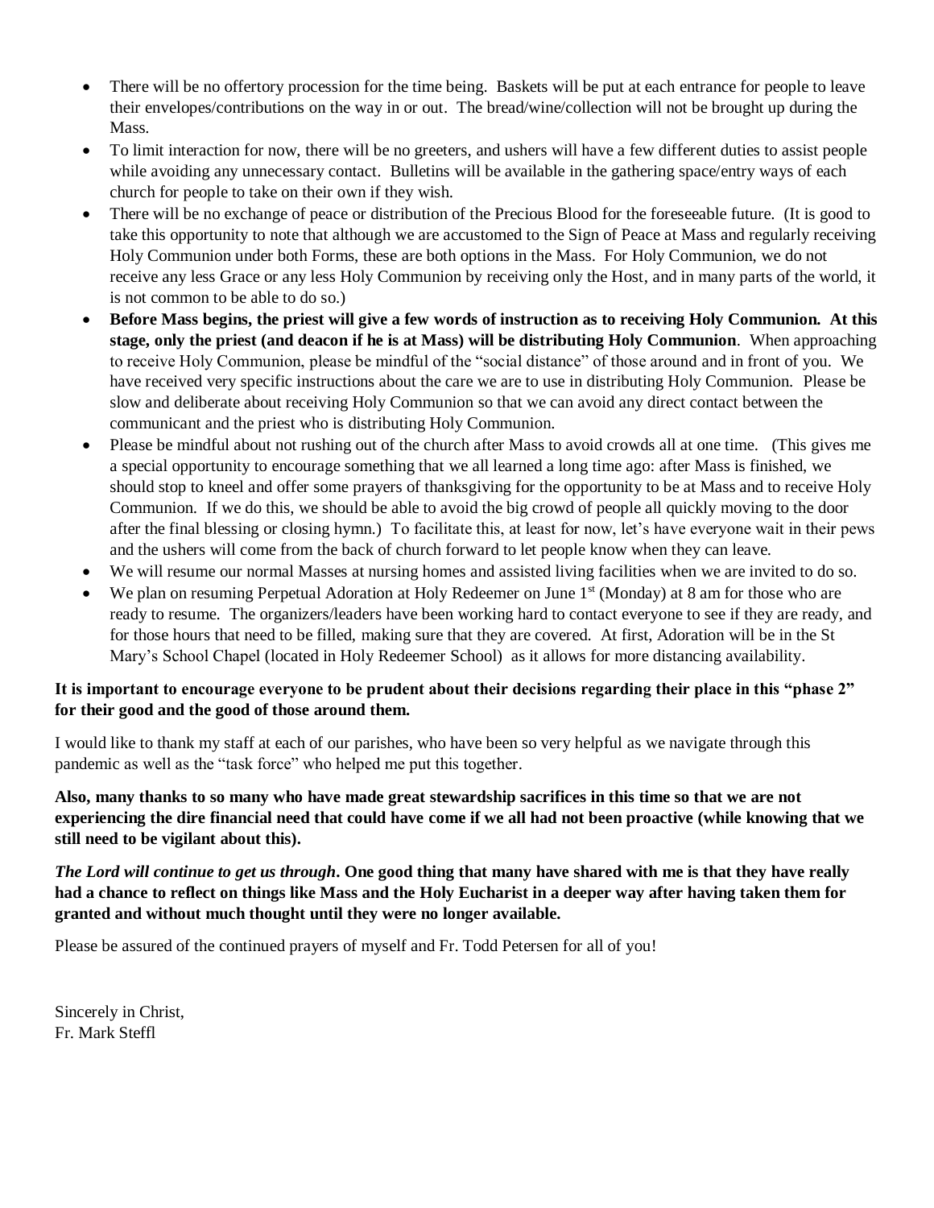- There will be no offertory procession for the time being. Baskets will be put at each entrance for people to leave their envelopes/contributions on the way in or out. The bread/wine/collection will not be brought up during the Mass.
- To limit interaction for now, there will be no greeters, and ushers will have a few different duties to assist people while avoiding any unnecessary contact. Bulletins will be available in the gathering space/entry ways of each church for people to take on their own if they wish.
- There will be no exchange of peace or distribution of the Precious Blood for the foreseeable future. (It is good to take this opportunity to note that although we are accustomed to the Sign of Peace at Mass and regularly receiving Holy Communion under both Forms, these are both options in the Mass. For Holy Communion, we do not receive any less Grace or any less Holy Communion by receiving only the Host, and in many parts of the world, it is not common to be able to do so.)
- **Before Mass begins, the priest will give a few words of instruction as to receiving Holy Communion. At this stage, only the priest (and deacon if he is at Mass) will be distributing Holy Communion**. When approaching to receive Holy Communion, please be mindful of the "social distance" of those around and in front of you. We have received very specific instructions about the care we are to use in distributing Holy Communion. Please be slow and deliberate about receiving Holy Communion so that we can avoid any direct contact between the communicant and the priest who is distributing Holy Communion.
- Please be mindful about not rushing out of the church after Mass to avoid crowds all at one time. (This gives me a special opportunity to encourage something that we all learned a long time ago: after Mass is finished, we should stop to kneel and offer some prayers of thanksgiving for the opportunity to be at Mass and to receive Holy Communion. If we do this, we should be able to avoid the big crowd of people all quickly moving to the door after the final blessing or closing hymn.) To facilitate this, at least for now, let's have everyone wait in their pews and the ushers will come from the back of church forward to let people know when they can leave.
- We will resume our normal Masses at nursing homes and assisted living facilities when we are invited to do so.
- We plan on resuming Perpetual Adoration at Holy Redeemer on June 1st (Monday) at 8 am for those who are ready to resume. The organizers/leaders have been working hard to contact everyone to see if they are ready, and for those hours that need to be filled, making sure that they are covered. At first, Adoration will be in the St Mary's School Chapel (located in Holy Redeemer School) as it allows for more distancing availability.

**It is important to encourage everyone to be prudent about their decisions regarding their place in this "phase 2" for their good and the good of those around them.**

I would like to thank my staff at each of our parishes, who have been so very helpful as we navigate through this pandemic as well as the "task force" who helped me put this together.

**Also, many thanks to so many who have made great stewardship sacrifices in this time so that we are not experiencing the dire financial need that could have come if we all had not been proactive (while knowing that we still need to be vigilant about this).**

***The Lord will continue to get us through*. One good thing that many have shared with me is that they have really had a chance to reflect on things like Mass and the Holy Eucharist in a deeper way after having taken them for granted and without much thought until they were no longer available.**

Please be assured of the continued prayers of myself and Fr. Todd Petersen for all of you!

Sincerely in Christ,
Fr. Mark Steffl